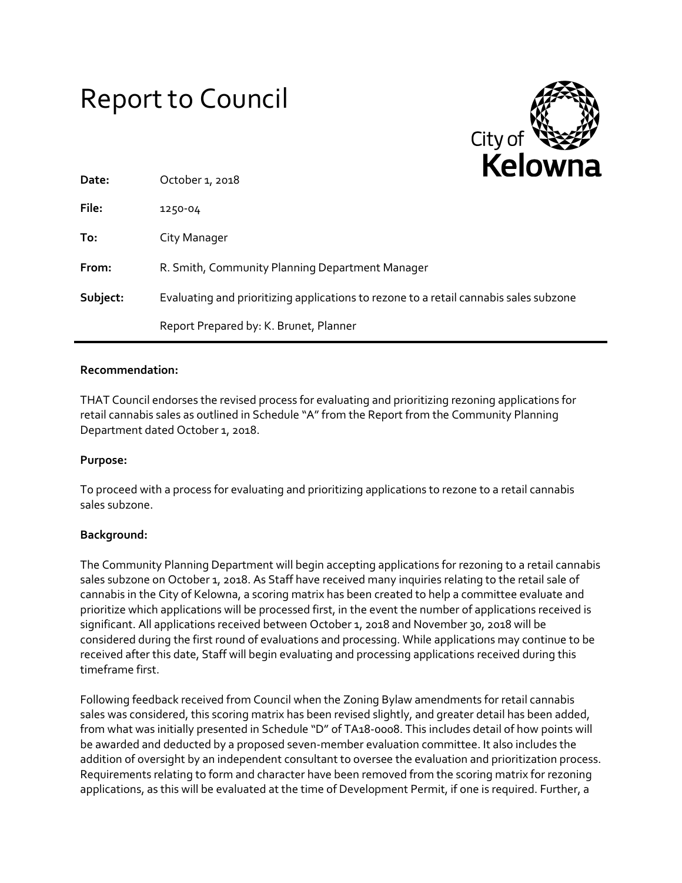# Report to Council

City of Kelowna

| | |
|---|---|
| **Date:** | October 1, 2018 |
| **File:** | 1250-04 |
| **To:** | City Manager |
| **From:** | R. Smith, Community Planning Department Manager |
| **Subject:** | Evaluating and prioritizing applications to rezone to a retail cannabis sales subzone |
| | Report Prepared by: K. Brunet, Planner |

**Recommendation:**

THAT Council endorses the revised process for evaluating and prioritizing rezoning applications for retail cannabis sales as outlined in Schedule "A" from the Report from the Community Planning Department dated October 1, 2018.

**Purpose:**

To proceed with a process for evaluating and prioritizing applications to rezone to a retail cannabis sales subzone.

**Background:**

The Community Planning Department will begin accepting applications for rezoning to a retail cannabis sales subzone on October 1, 2018. As Staff have received many inquiries relating to the retail sale of cannabis in the City of Kelowna, a scoring matrix has been created to help a committee evaluate and prioritize which applications will be processed first, in the event the number of applications received is significant. All applications received between October 1, 2018 and November 30, 2018 will be considered during the first round of evaluations and processing. While applications may continue to be received after this date, Staff will begin evaluating and processing applications received during this timeframe first.

Following feedback received from Council when the Zoning Bylaw amendments for retail cannabis sales was considered, this scoring matrix has been revised slightly, and greater detail has been added, from what was initially presented in Schedule "D" of TA18-0008. This includes detail of how points will be awarded and deducted by a proposed seven-member evaluation committee. It also includes the addition of oversight by an independent consultant to oversee the evaluation and prioritization process. Requirements relating to form and character have been removed from the scoring matrix for rezoning applications, as this will be evaluated at the time of Development Permit, if one is required. Further, a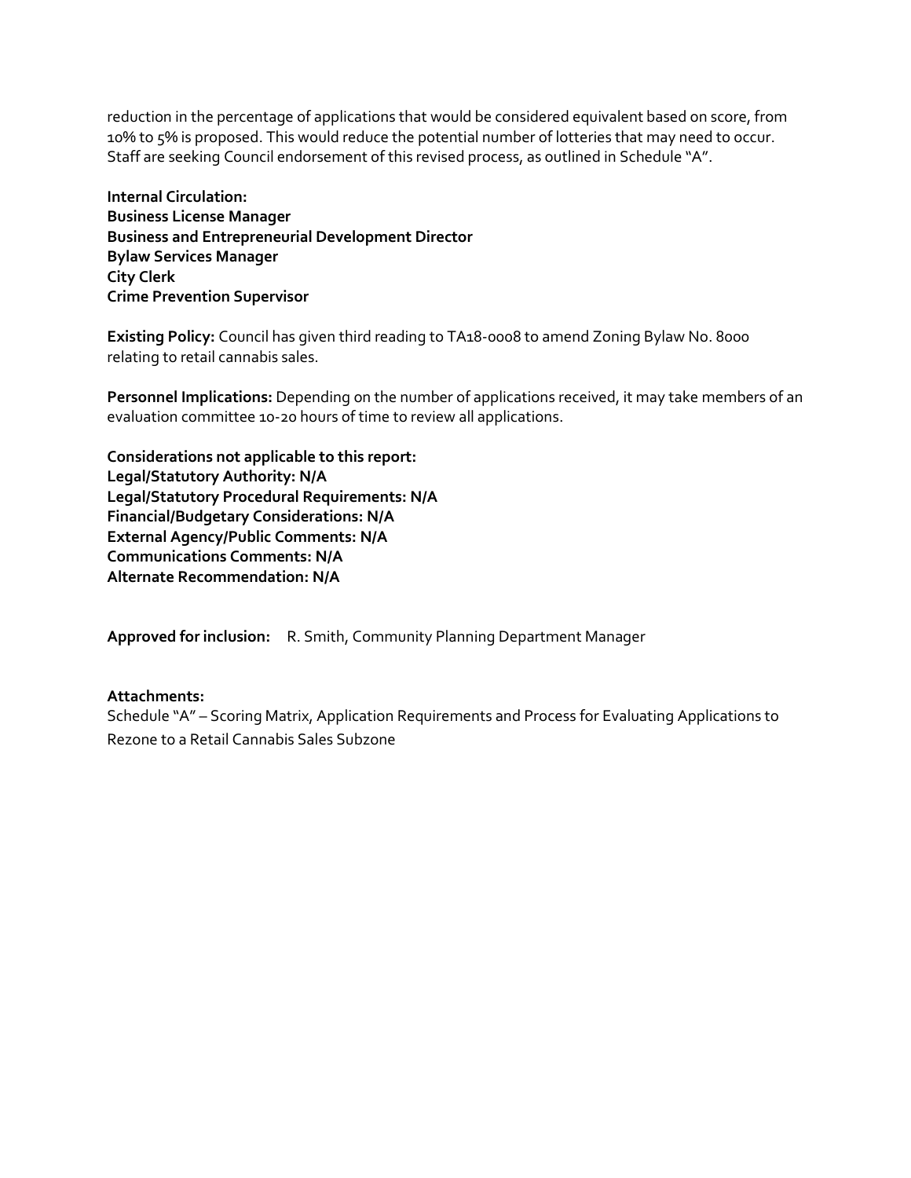reduction in the percentage of applications that would be considered equivalent based on score, from 10% to 5% is proposed. This would reduce the potential number of lotteries that may need to occur. Staff are seeking Council endorsement of this revised process, as outlined in Schedule "A".

**Internal Circulation:**
**Business License Manager**
**Business and Entrepreneurial Development Director**
**Bylaw Services Manager**
**City Clerk**
**Crime Prevention Supervisor**

**Existing Policy:** Council has given third reading to TA18-0008 to amend Zoning Bylaw No. 8000 relating to retail cannabis sales.

**Personnel Implications:** Depending on the number of applications received, it may take members of an evaluation committee 10-20 hours of time to review all applications.

**Considerations not applicable to this report:**
**Legal/Statutory Authority: N/A**
**Legal/Statutory Procedural Requirements: N/A**
**Financial/Budgetary Considerations: N/A**
**External Agency/Public Comments: N/A**
**Communications Comments: N/A**
**Alternate Recommendation: N/A**

**Approved for inclusion:** R. Smith, Community Planning Department Manager

**Attachments:**
Schedule "A" – Scoring Matrix, Application Requirements and Process for Evaluating Applications to Rezone to a Retail Cannabis Sales Subzone